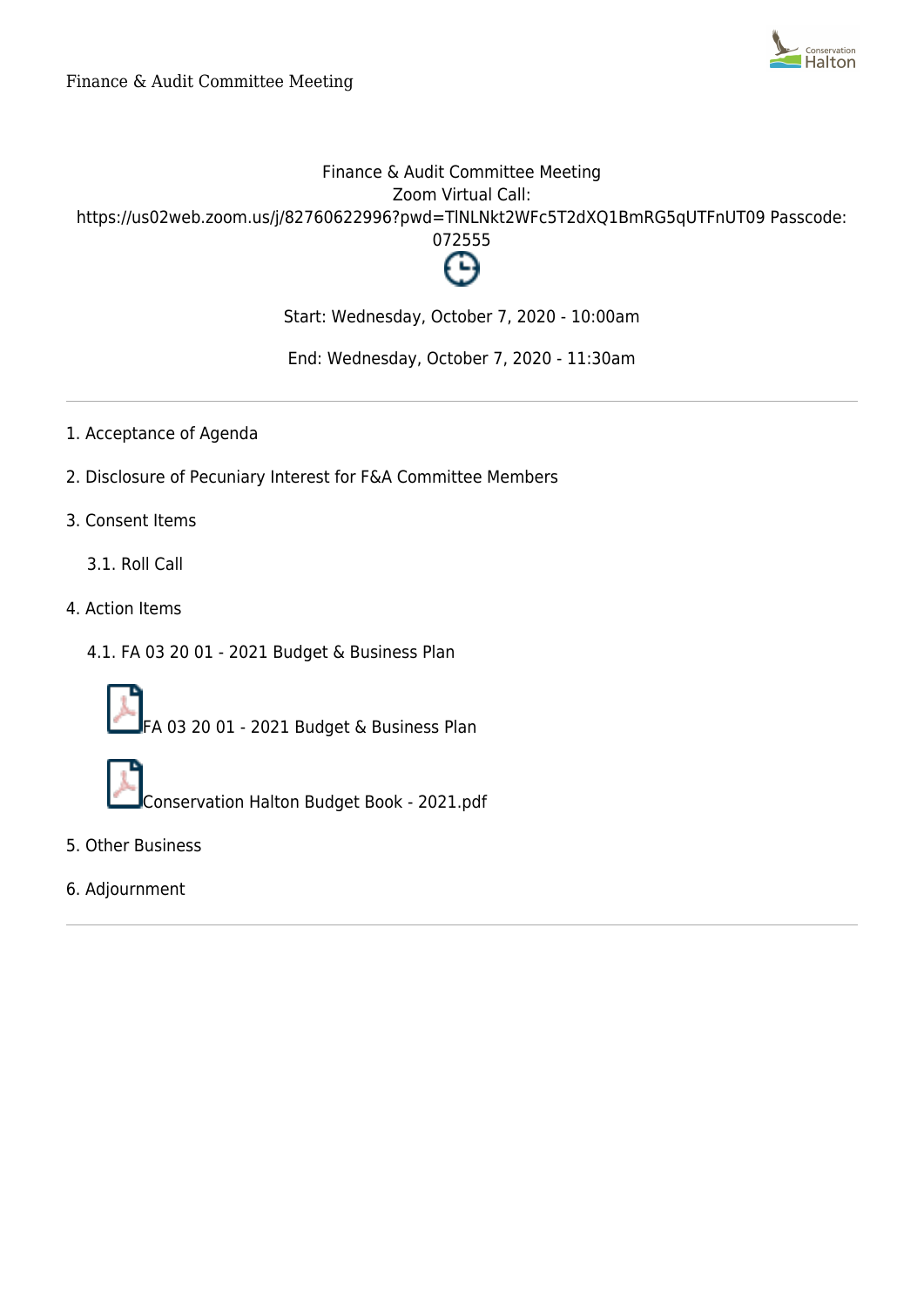Finance & Audit Committee Meeting

# Finance & Audit Committee Meeting

Zoom Virtual Call:
https://us02web.zoom.us/j/82760622996?pwd=TlNLNkt2WFc5T2dXQ1BmRG5qUTFnUT09 Passcode: 072555

Start: Wednesday, October 7, 2020 - 10:00am

End: Wednesday, October 7, 2020 - 11:30am

---

1. Acceptance of Agenda
2. Disclosure of Pecuniary Interest for F&A Committee Members
3. Consent Items
   - 3.1. Roll Call
4. Action Items
   - 4.1. FA 03 20 01 - 2021 Budget & Business Plan
     - FA 03 20 01 - 2021 Budget & Business Plan
     - Conservation Halton Budget Book - 2021.pdf
5. Other Business
6. Adjournment

---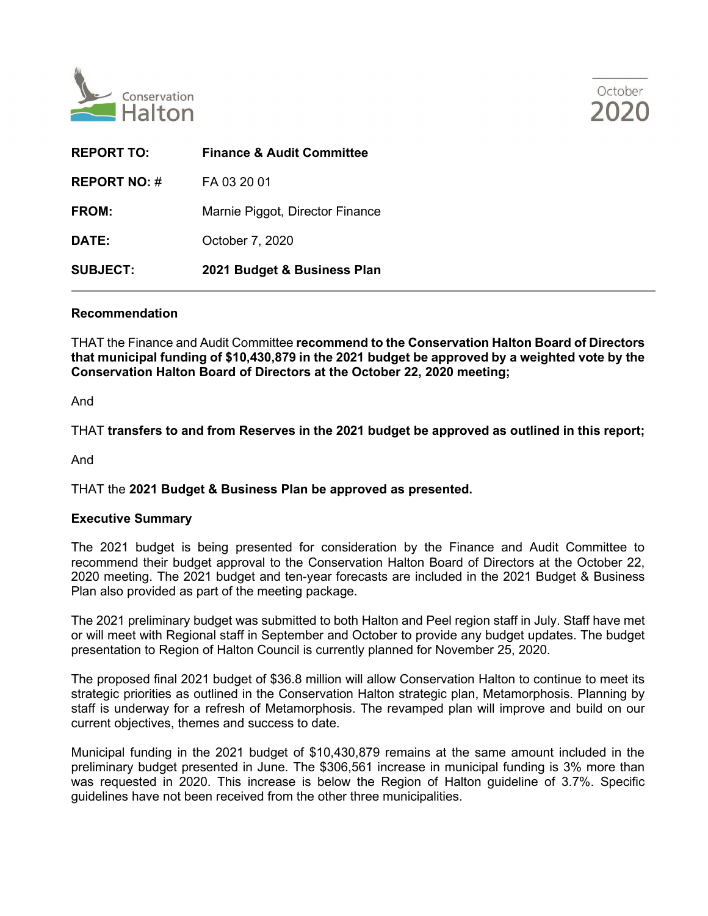Conservation Halton

October 2020

| | |
|---|---|
| **REPORT TO:** | **Finance & Audit Committee** |
| **REPORT NO: #** | FA 03 20 01 |
| **FROM:** | Marnie Piggot, Director Finance |
| **DATE:** | October 7, 2020 |
| **SUBJECT:** | **2021 Budget & Business Plan** |

---

**Recommendation**

THAT the Finance and Audit Committee **recommend to the Conservation Halton Board of Directors that municipal funding of $10,430,879 in the 2021 budget be approved by a weighted vote by the Conservation Halton Board of Directors at the October 22, 2020 meeting;**

And

THAT **transfers to and from Reserves in the 2021 budget be approved as outlined in this report;**

And

THAT the **2021 Budget & Business Plan be approved as presented.**

**Executive Summary**

The 2021 budget is being presented for consideration by the Finance and Audit Committee to recommend their budget approval to the Conservation Halton Board of Directors at the October 22, 2020 meeting. The 2021 budget and ten-year forecasts are included in the 2021 Budget & Business Plan also provided as part of the meeting package.

The 2021 preliminary budget was submitted to both Halton and Peel region staff in July. Staff have met or will meet with Regional staff in September and October to provide any budget updates. The budget presentation to Region of Halton Council is currently planned for November 25, 2020.

The proposed final 2021 budget of $36.8 million will allow Conservation Halton to continue to meet its strategic priorities as outlined in the Conservation Halton strategic plan, Metamorphosis. Planning by staff is underway for a refresh of Metamorphosis. The revamped plan will improve and build on our current objectives, themes and success to date.

Municipal funding in the 2021 budget of $10,430,879 remains at the same amount included in the preliminary budget presented in June. The $306,561 increase in municipal funding is 3% more than was requested in 2020. This increase is below the Region of Halton guideline of 3.7%. Specific guidelines have not been received from the other three municipalities.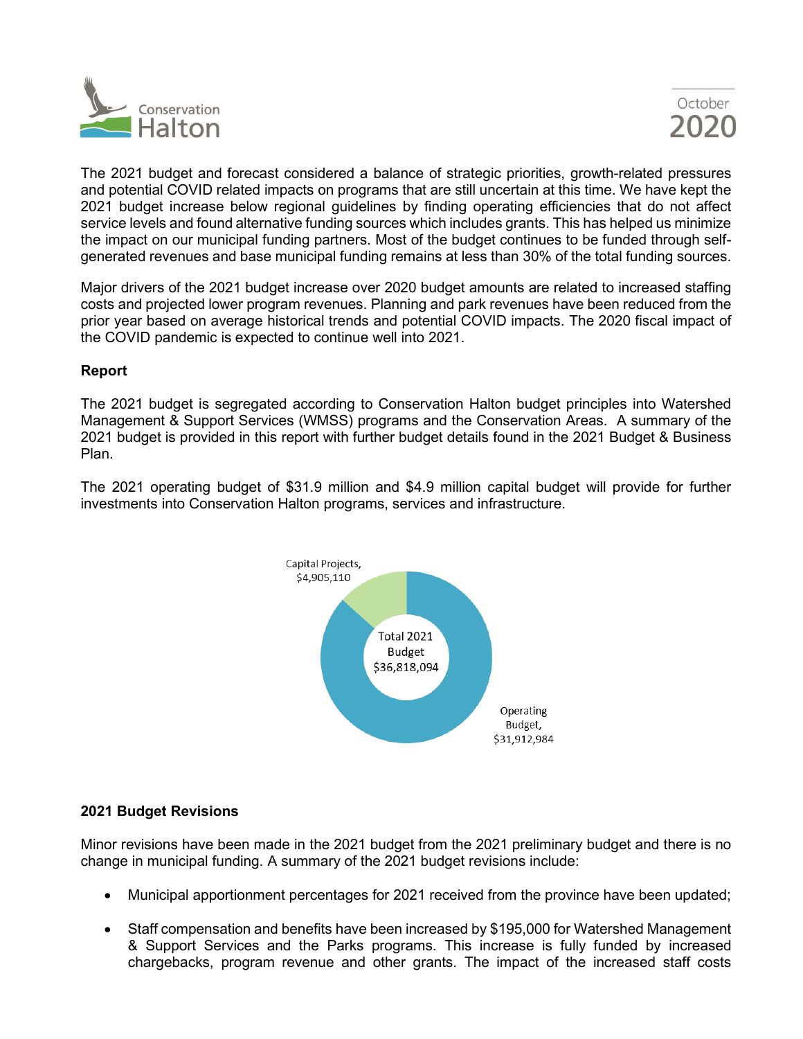The 2021 budget and forecast considered a balance of strategic priorities, growth-related pressures and potential COVID related impacts on programs that are still uncertain at this time. We have kept the 2021 budget increase below regional guidelines by finding operating efficiencies that do not affect service levels and found alternative funding sources which includes grants. This has helped us minimize the impact on our municipal funding partners. Most of the budget continues to be funded through self-generated revenues and base municipal funding remains at less than 30% of the total funding sources.

Major drivers of the 2021 budget increase over 2020 budget amounts are related to increased staffing costs and projected lower program revenues. Planning and park revenues have been reduced from the prior year based on average historical trends and potential COVID impacts. The 2020 fiscal impact of the COVID pandemic is expected to continue well into 2021.

**Report**

The 2021 budget is segregated according to Conservation Halton budget principles into Watershed Management & Support Services (WMSS) programs and the Conservation Areas. A summary of the 2021 budget is provided in this report with further budget details found in the 2021 Budget & Business Plan.

The 2021 operating budget of $31.9 million and $4.9 million capital budget will provide for further investments into Conservation Halton programs, services and infrastructure.

Capital Projects, $4,905,110

Total 2021 Budget $36,818,094

Operating Budget, $31,912,984

**2021 Budget Revisions**

Minor revisions have been made in the 2021 budget from the 2021 preliminary budget and there is no change in municipal funding. A summary of the 2021 budget revisions include:

- Municipal apportionment percentages for 2021 received from the province have been updated;
- Staff compensation and benefits have been increased by $195,000 for Watershed Management & Support Services and the Parks programs. This increase is fully funded by increased chargebacks, program revenue and other grants. The impact of the increased staff costs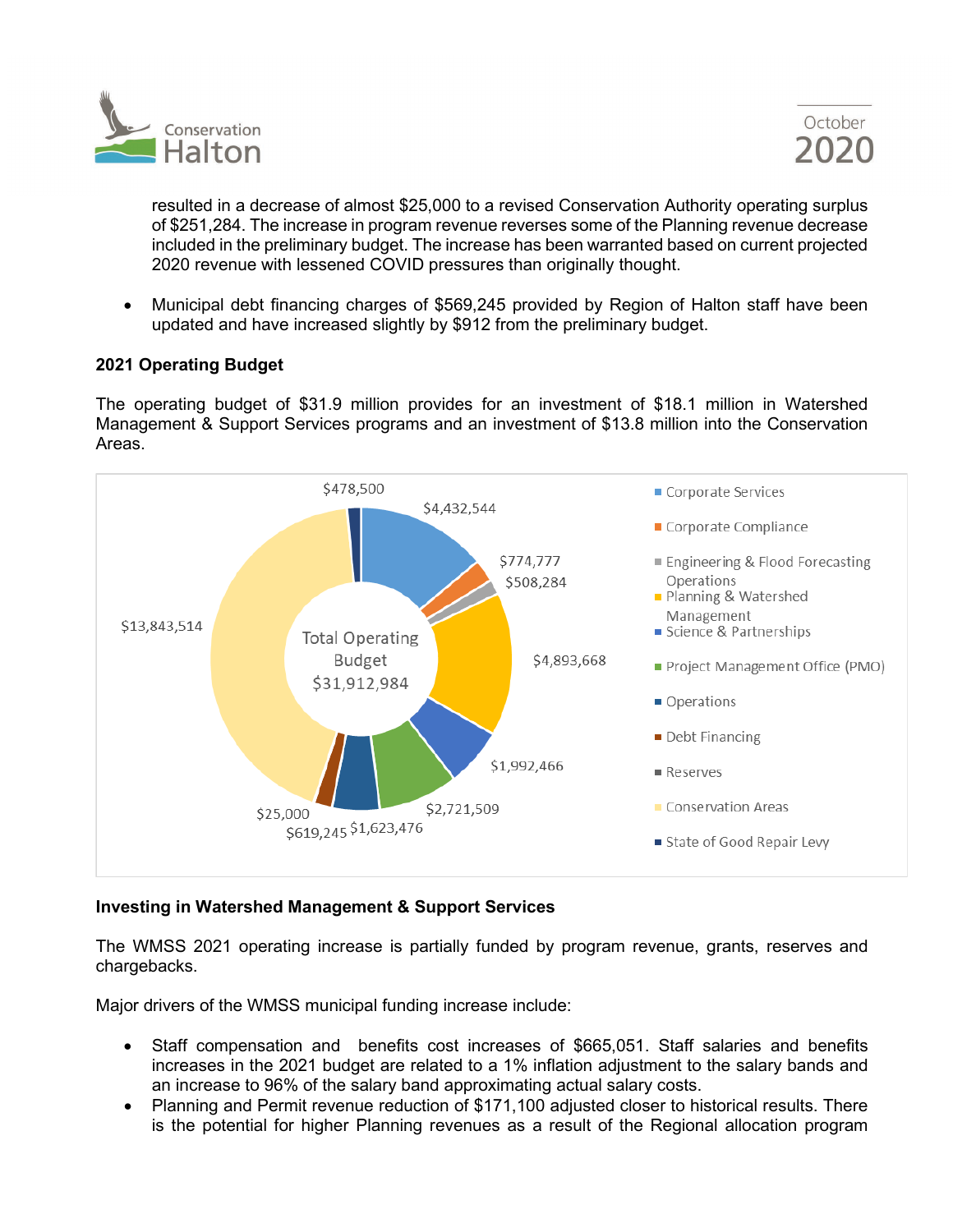resulted in a decrease of almost $25,000 to a revised Conservation Authority operating surplus of $251,284. The increase in program revenue reverses some of the Planning revenue decrease included in the preliminary budget. The increase has been warranted based on current projected 2020 revenue with lessened COVID pressures than originally thought.

- Municipal debt financing charges of $569,245 provided by Region of Halton staff have been updated and have increased slightly by $912 from the preliminary budget.

**2021 Operating Budget**

The operating budget of $31.9 million provides for an investment of $18.1 million in Watershed Management & Support Services programs and an investment of $13.8 million into the Conservation Areas.

Total Operating Budget $31,912,984

| Category | Amount |
|---|---|
| Corporate Services | $4,432,544 |
| Corporate Compliance | $774,777 |
| Engineering & Flood Forecasting Operations | $508,284 |
| Planning & Watershed Management | $4,893,668 |
| Science & Partnerships | $1,992,466 |
| Project Management Office (PMO) | $2,721,509 |
| Operations | $1,623,476 |
| Debt Financing | $619,245 |
| Reserves | $25,000 |
| Conservation Areas | $13,843,514 |
| State of Good Repair Levy | $478,500 |

**Investing in Watershed Management & Support Services**

The WMSS 2021 operating increase is partially funded by program revenue, grants, reserves and chargebacks.

Major drivers of the WMSS municipal funding increase include:

- Staff compensation and benefits cost increases of $665,051. Staff salaries and benefits increases in the 2021 budget are related to a 1% inflation adjustment to the salary bands and an increase to 96% of the salary band approximating actual salary costs.
- Planning and Permit revenue reduction of $171,100 adjusted closer to historical results. There is the potential for higher Planning revenues as a result of the Regional allocation program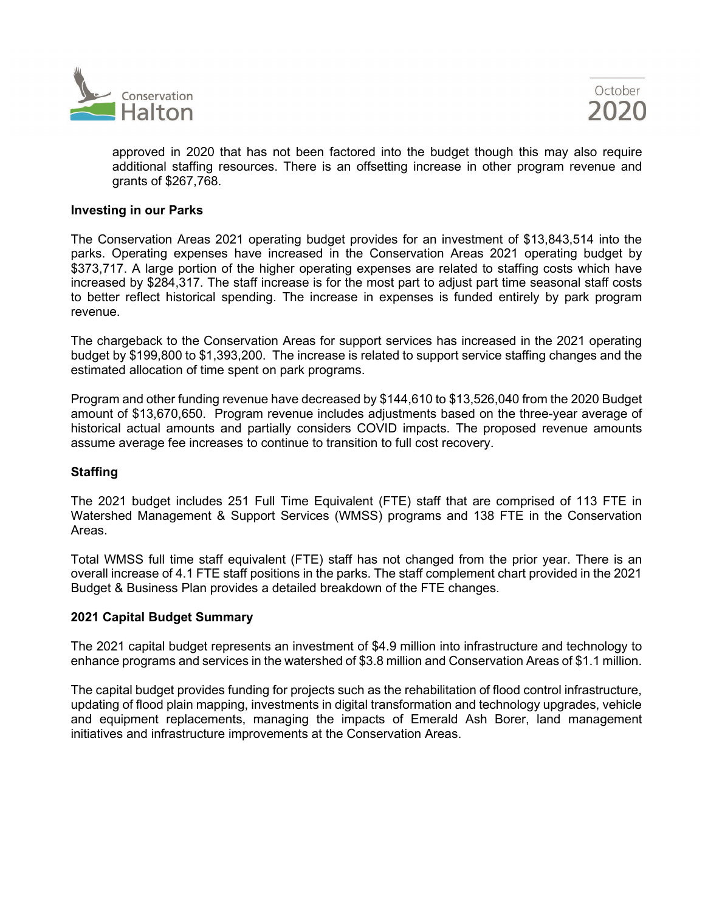approved in 2020 that has not been factored into the budget though this may also require additional staffing resources. There is an offsetting increase in other program revenue and grants of $267,768.

**Investing in our Parks**

The Conservation Areas 2021 operating budget provides for an investment of $13,843,514 into the parks. Operating expenses have increased in the Conservation Areas 2021 operating budget by $373,717. A large portion of the higher operating expenses are related to staffing costs which have increased by $284,317. The staff increase is for the most part to adjust part time seasonal staff costs to better reflect historical spending. The increase in expenses is funded entirely by park program revenue.

The chargeback to the Conservation Areas for support services has increased in the 2021 operating budget by $199,800 to $1,393,200. The increase is related to support service staffing changes and the estimated allocation of time spent on park programs.

Program and other funding revenue have decreased by $144,610 to $13,526,040 from the 2020 Budget amount of $13,670,650. Program revenue includes adjustments based on the three-year average of historical actual amounts and partially considers COVID impacts. The proposed revenue amounts assume average fee increases to continue to transition to full cost recovery.

**Staffing**

The 2021 budget includes 251 Full Time Equivalent (FTE) staff that are comprised of 113 FTE in Watershed Management & Support Services (WMSS) programs and 138 FTE in the Conservation Areas.

Total WMSS full time staff equivalent (FTE) staff has not changed from the prior year. There is an overall increase of 4.1 FTE staff positions in the parks. The staff complement chart provided in the 2021 Budget & Business Plan provides a detailed breakdown of the FTE changes.

**2021 Capital Budget Summary**

The 2021 capital budget represents an investment of $4.9 million into infrastructure and technology to enhance programs and services in the watershed of $3.8 million and Conservation Areas of $1.1 million.

The capital budget provides funding for projects such as the rehabilitation of flood control infrastructure, updating of flood plain mapping, investments in digital transformation and technology upgrades, vehicle and equipment replacements, managing the impacts of Emerald Ash Borer, land management initiatives and infrastructure improvements at the Conservation Areas.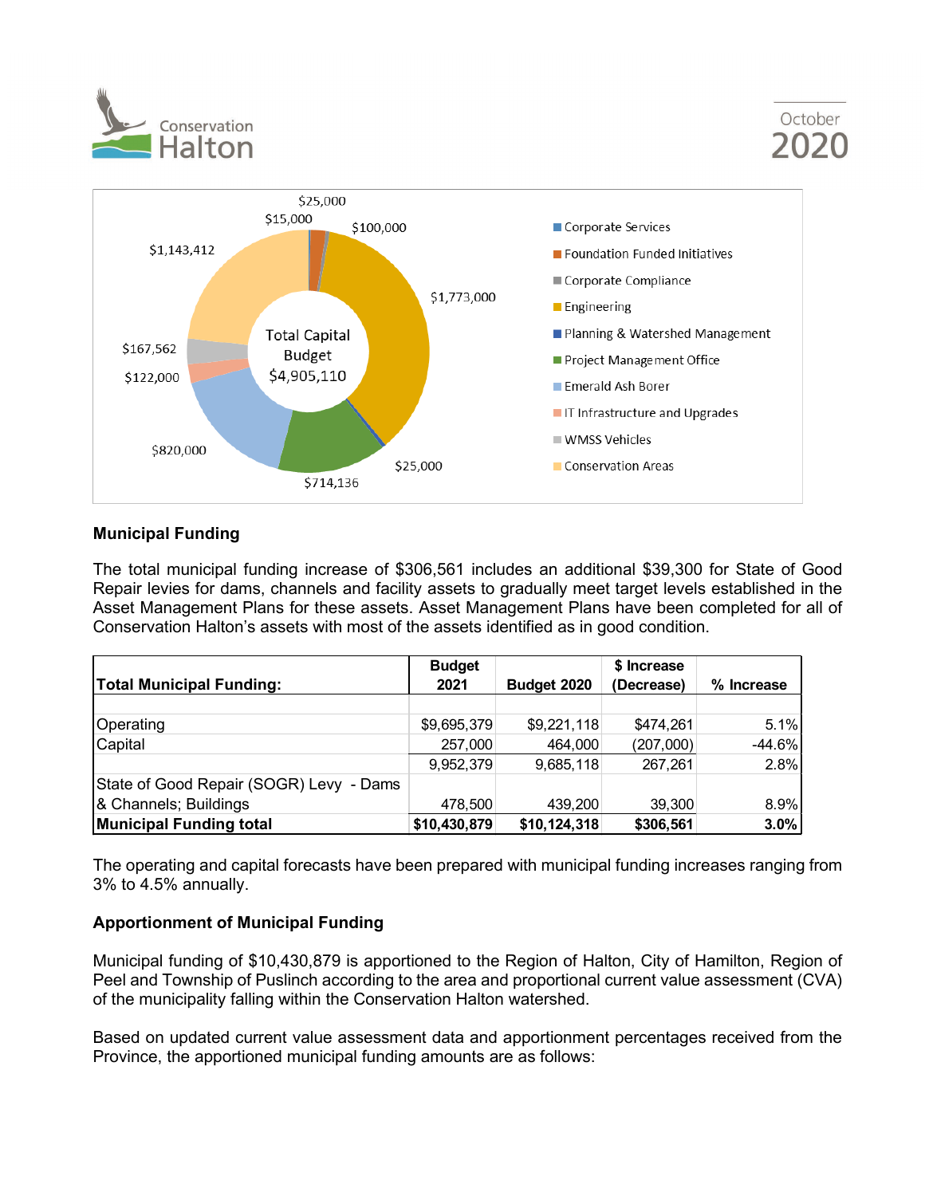Total Capital Budget $4,905,110

- Corporate Services
- Foundation Funded Initiatives
- Corporate Compliance
- Engineering
- Planning & Watershed Management
- Project Management Office
- Emerald Ash Borer
- IT Infrastructure and Upgrades
- WMSS Vehicles
- Conservation Areas

$25,000; $15,000; $100,000; $1,773,000; $25,000; $714,136; $820,000; $122,000; $167,562; $1,143,412

## Municipal Funding

The total municipal funding increase of $306,561 includes an additional $39,300 for State of Good Repair levies for dams, channels and facility assets to gradually meet target levels established in the Asset Management Plans for these assets. Asset Management Plans have been completed for all of Conservation Halton's assets with most of the assets identified as in good condition.

| Total Municipal Funding: | Budget 2021 | Budget 2020 | $ Increase (Decrease) | % Increase |
|---|---|---|---|---|
| Operating | $9,695,379 | $9,221,118 | $474,261 | 5.1% |
| Capital | 257,000 | 464,000 | (207,000) | -44.6% |
| | 9,952,379 | 9,685,118 | 267,261 | 2.8% |
| State of Good Repair (SOGR) Levy - Dams & Channels; Buildings | 478,500 | 439,200 | 39,300 | 8.9% |
| **Municipal Funding total** | **$10,430,879** | **$10,124,318** | **$306,561** | **3.0%** |

The operating and capital forecasts have been prepared with municipal funding increases ranging from 3% to 4.5% annually.

## Apportionment of Municipal Funding

Municipal funding of $10,430,879 is apportioned to the Region of Halton, City of Hamilton, Region of Peel and Township of Puslinch according to the area and proportional current value assessment (CVA) of the municipality falling within the Conservation Halton watershed.

Based on updated current value assessment data and apportionment percentages received from the Province, the apportioned municipal funding amounts are as follows: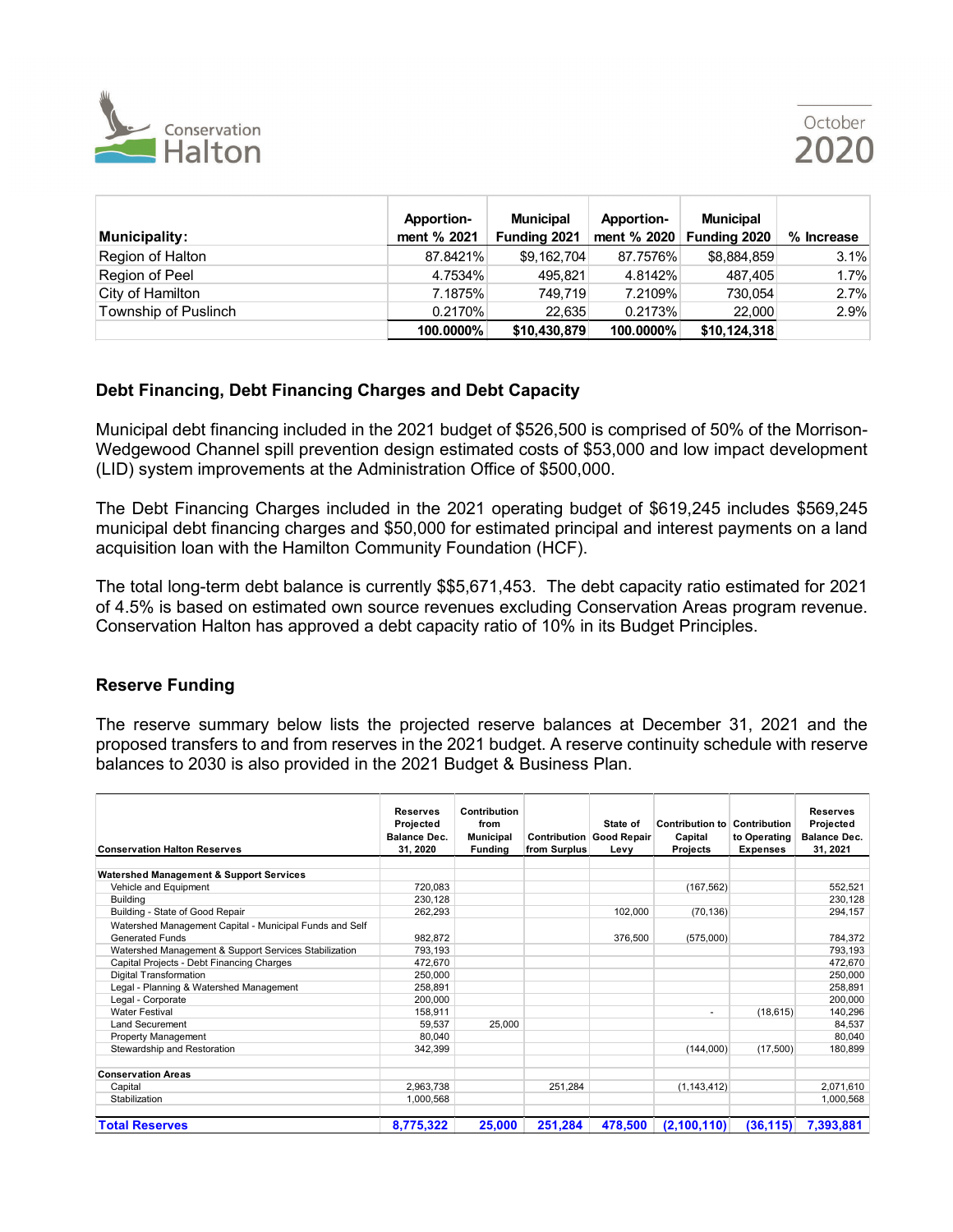| Municipality: | Apportion-ment % 2021 | Municipal Funding 2021 | Apportion-ment % 2020 | Municipal Funding 2020 | % Increase |
|---|---|---|---|---|---|
| Region of Halton | 87.8421% | $9,162,704 | 87.7576% | $8,884,859 | 3.1% |
| Region of Peel | 4.7534% | 495,821 | 4.8142% | 487,405 | 1.7% |
| City of Hamilton | 7.1875% | 749,719 | 7.2109% | 730,054 | 2.7% |
| Township of Puslinch | 0.2170% | 22,635 | 0.2173% | 22,000 | 2.9% |
| | **100.0000%** | **$10,430,879** | **100.0000%** | **$10,124,318** | |

## Debt Financing, Debt Financing Charges and Debt Capacity

Municipal debt financing included in the 2021 budget of $526,500 is comprised of 50% of the Morrison-Wedgewood Channel spill prevention design estimated costs of $53,000 and low impact development (LID) system improvements at the Administration Office of $500,000.

The Debt Financing Charges included in the 2021 operating budget of $619,245 includes $569,245 municipal debt financing charges and $50,000 for estimated principal and interest payments on a land acquisition loan with the Hamilton Community Foundation (HCF).

The total long-term debt balance is currently $$5,671,453. The debt capacity ratio estimated for 2021 of 4.5% is based on estimated own source revenues excluding Conservation Areas program revenue. Conservation Halton has approved a debt capacity ratio of 10% in its Budget Principles.

## Reserve Funding

The reserve summary below lists the projected reserve balances at December 31, 2021 and the proposed transfers to and from reserves in the 2021 budget. A reserve continuity schedule with reserve balances to 2030 is also provided in the 2021 Budget & Business Plan.

| Conservation Halton Reserves | Reserves Projected Balance Dec. 31, 2020 | Contribution from Municipal Funding | Contribution from Surplus | State of Good Repair Levy | Contribution to Capital Projects | Contribution to Operating Expenses | Reserves Projected Balance Dec. 31, 2021 |
|---|---|---|---|---|---|---|---|
| **Watershed Management & Support Services** | | | | | | | |
| Vehicle and Equipment | 720,083 | | | | (167,562) | | 552,521 |
| Building | 230,128 | | | | | | 230,128 |
| Building - State of Good Repair | 262,293 | | | 102,000 | (70,136) | | 294,157 |
| Watershed Management Capital - Municipal Funds and Self Generated Funds | 982,872 | | | 376,500 | (575,000) | | 784,372 |
| Watershed Management & Support Services Stabilization | 793,193 | | | | | | 793,193 |
| Capital Projects - Debt Financing Charges | 472,670 | | | | | | 472,670 |
| Digital Transformation | 250,000 | | | | | | 250,000 |
| Legal - Planning & Watershed Management | 258,891 | | | | | | 258,891 |
| Legal - Corporate | 200,000 | | | | | | 200,000 |
| Water Festival | 158,911 | | | | - | (18,615) | 140,296 |
| Land Securement | 59,537 | 25,000 | | | | | 84,537 |
| Property Management | 80,040 | | | | | | 80,040 |
| Stewardship and Restoration | 342,399 | | | | (144,000) | (17,500) | 180,899 |
| **Conservation Areas** | | | | | | | |
| Capital | 2,963,738 | | 251,284 | | (1,143,412) | | 2,071,610 |
| Stabilization | 1,000,568 | | | | | | 1,000,568 |
| **Total Reserves** | **8,775,322** | **25,000** | **251,284** | **478,500** | **(2,100,110)** | **(36,115)** | **7,393,881** |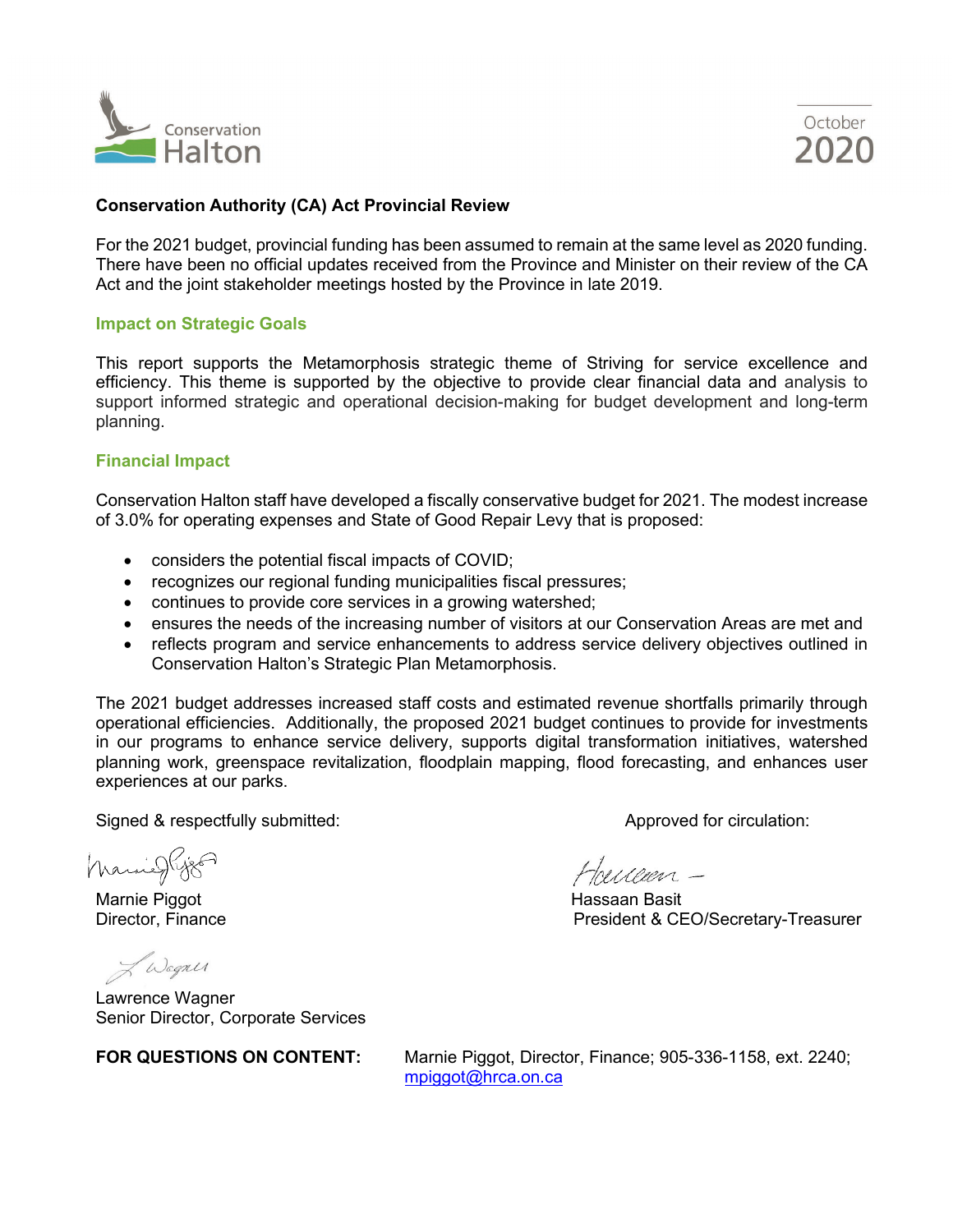**Conservation Authority (CA) Act Provincial Review**

For the 2021 budget, provincial funding has been assumed to remain at the same level as 2020 funding. There have been no official updates received from the Province and Minister on their review of the CA Act and the joint stakeholder meetings hosted by the Province in late 2019.

### Impact on Strategic Goals

This report supports the Metamorphosis strategic theme of Striving for service excellence and efficiency. This theme is supported by the objective to provide clear financial data and analysis to support informed strategic and operational decision-making for budget development and long-term planning.

### Financial Impact

Conservation Halton staff have developed a fiscally conservative budget for 2021. The modest increase of 3.0% for operating expenses and State of Good Repair Levy that is proposed:

- considers the potential fiscal impacts of COVID;
- recognizes our regional funding municipalities fiscal pressures;
- continues to provide core services in a growing watershed;
- ensures the needs of the increasing number of visitors at our Conservation Areas are met and
- reflects program and service enhancements to address service delivery objectives outlined in Conservation Halton's Strategic Plan Metamorphosis.

The 2021 budget addresses increased staff costs and estimated revenue shortfalls primarily through operational efficiencies. Additionally, the proposed 2021 budget continues to provide for investments in our programs to enhance service delivery, supports digital transformation initiatives, watershed planning work, greenspace revitalization, floodplain mapping, flood forecasting, and enhances user experiences at our parks.

Signed & respectfully submitted:

Marnie Piggot
Director, Finance

Lawrence Wagner
Senior Director, Corporate Services

Approved for circulation:

Hassaan Basit
President & CEO/Secretary-Treasurer

**FOR QUESTIONS ON CONTENT:** Marnie Piggot, Director, Finance; 905-336-1158, ext. 2240; mpiggot@hrca.on.ca